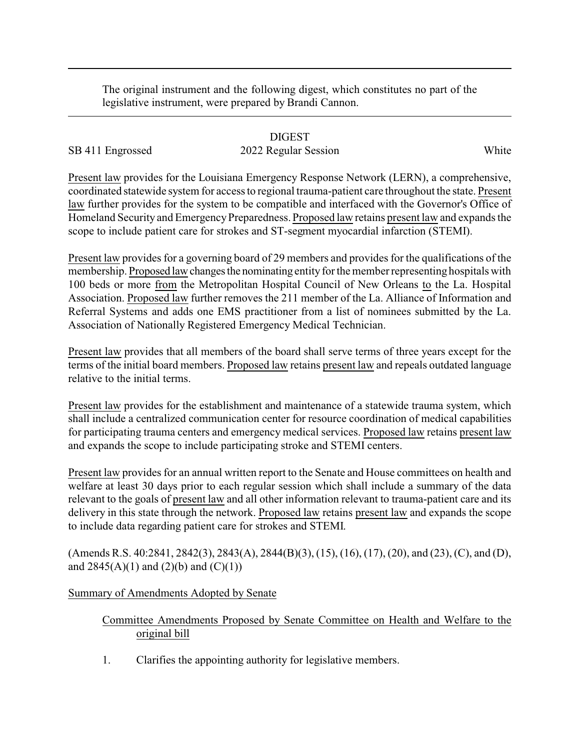The original instrument and the following digest, which constitutes no part of the legislative instrument, were prepared by Brandi Cannon.

DIGEST

SB 411 Engrossed | 2022 Regular Session | White

Present law provides for the Louisiana Emergency Response Network (LERN), a comprehensive, coordinated statewide system for access to regional trauma-patient care throughout the state. Present law further provides for the system to be compatible and interfaced with the Governor's Office of Homeland Security and Emergency Preparedness. Proposed law retains present law and expands the scope to include patient care for strokes and ST-segment myocardial infarction (STEMI).

Present law provides for a governing board of 29 members and provides for the qualifications of the membership. Proposed law changes the nominating entity for the member representing hospitals with 100 beds or more from the Metropolitan Hospital Council of New Orleans to the La. Hospital Association. Proposed law further removes the 211 member of the La. Alliance of Information and Referral Systems and adds one EMS practitioner from a list of nominees submitted by the La. Association of Nationally Registered Emergency Medical Technician.

Present law provides that all members of the board shall serve terms of three years except for the terms of the initial board members. Proposed law retains present law and repeals outdated language relative to the initial terms.

Present law provides for the establishment and maintenance of a statewide trauma system, which shall include a centralized communication center for resource coordination of medical capabilities for participating trauma centers and emergency medical services. Proposed law retains present law and expands the scope to include participating stroke and STEMI centers.

Present law provides for an annual written report to the Senate and House committees on health and welfare at least 30 days prior to each regular session which shall include a summary of the data relevant to the goals of present law and all other information relevant to trauma-patient care and its delivery in this state through the network. Proposed law retains present law and expands the scope to include data regarding patient care for strokes and STEMI.

(Amends R.S. 40:2841, 2842(3), 2843(A), 2844(B)(3), (15), (16), (17), (20), and (23), (C), and (D), and 2845(A)(1) and (2)(b) and (C)(1))

Summary of Amendments Adopted by Senate

Committee Amendments Proposed by Senate Committee on Health and Welfare to the original bill

1. Clarifies the appointing authority for legislative members.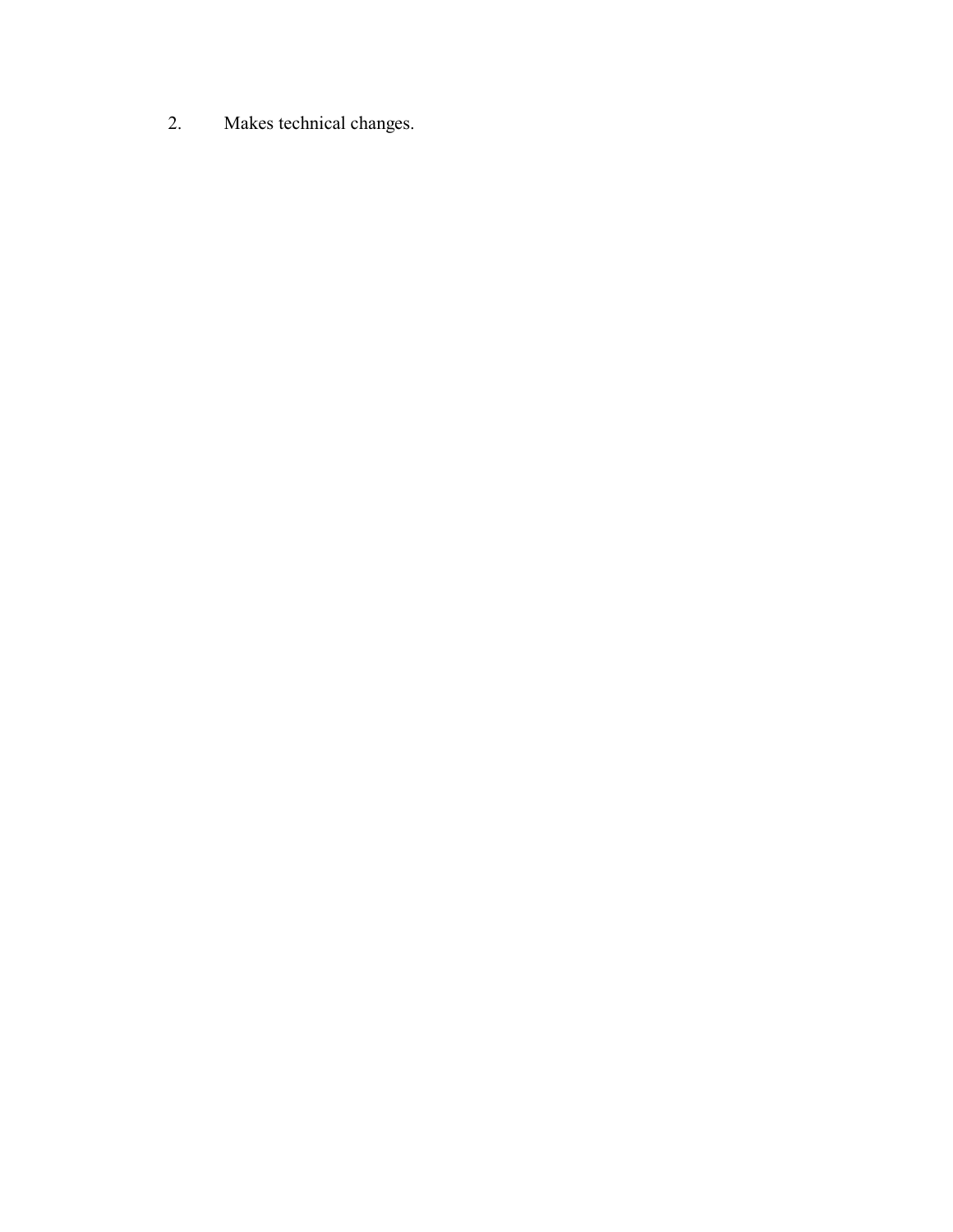2. Makes technical changes.